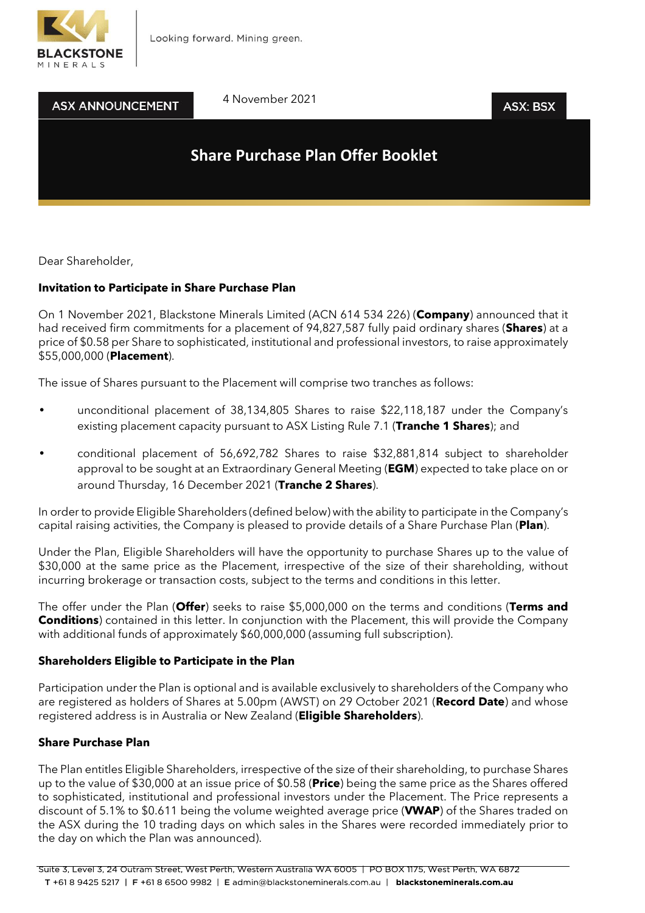Looking forward. Mining green.

ASX ANNOUNCEMENT

4 November 2021

ASX: BSX

# Share Purchase Plan Offer Booklet

Dear Shareholder,

**Invitation to Participate in Share Purchase Plan**

On 1 November 2021, Blackstone Minerals Limited (ACN 614 534 226) (**Company**) announced that it had received firm commitments for a placement of 94,827,587 fully paid ordinary shares (**Shares**) at a price of $0.58 per Share to sophisticated, institutional and professional investors, to raise approximately $55,000,000 (**Placement**).

The issue of Shares pursuant to the Placement will comprise two tranches as follows:

- unconditional placement of 38,134,805 Shares to raise $22,118,187 under the Company's existing placement capacity pursuant to ASX Listing Rule 7.1 (**Tranche 1 Shares**); and
- conditional placement of 56,692,782 Shares to raise $32,881,814 subject to shareholder approval to be sought at an Extraordinary General Meeting (**EGM**) expected to take place on or around Thursday, 16 December 2021 (**Tranche 2 Shares**).

In order to provide Eligible Shareholders (defined below) with the ability to participate in the Company's capital raising activities, the Company is pleased to provide details of a Share Purchase Plan (**Plan**).

Under the Plan, Eligible Shareholders will have the opportunity to purchase Shares up to the value of $30,000 at the same price as the Placement, irrespective of the size of their shareholding, without incurring brokerage or transaction costs, subject to the terms and conditions in this letter.

The offer under the Plan (**Offer**) seeks to raise $5,000,000 on the terms and conditions (**Terms and Conditions**) contained in this letter. In conjunction with the Placement, this will provide the Company with additional funds of approximately $60,000,000 (assuming full subscription).

**Shareholders Eligible to Participate in the Plan**

Participation under the Plan is optional and is available exclusively to shareholders of the Company who are registered as holders of Shares at 5.00pm (AWST) on 29 October 2021 (**Record Date**) and whose registered address is in Australia or New Zealand (**Eligible Shareholders**).

**Share Purchase Plan**

The Plan entitles Eligible Shareholders, irrespective of the size of their shareholding, to purchase Shares up to the value of $30,000 at an issue price of $0.58 (**Price**) being the same price as the Shares offered to sophisticated, institutional and professional investors under the Placement. The Price represents a discount of 5.1% to $0.611 being the volume weighted average price (**VWAP**) of the Shares traded on the ASX during the 10 trading days on which sales in the Shares were recorded immediately prior to the day on which the Plan was announced).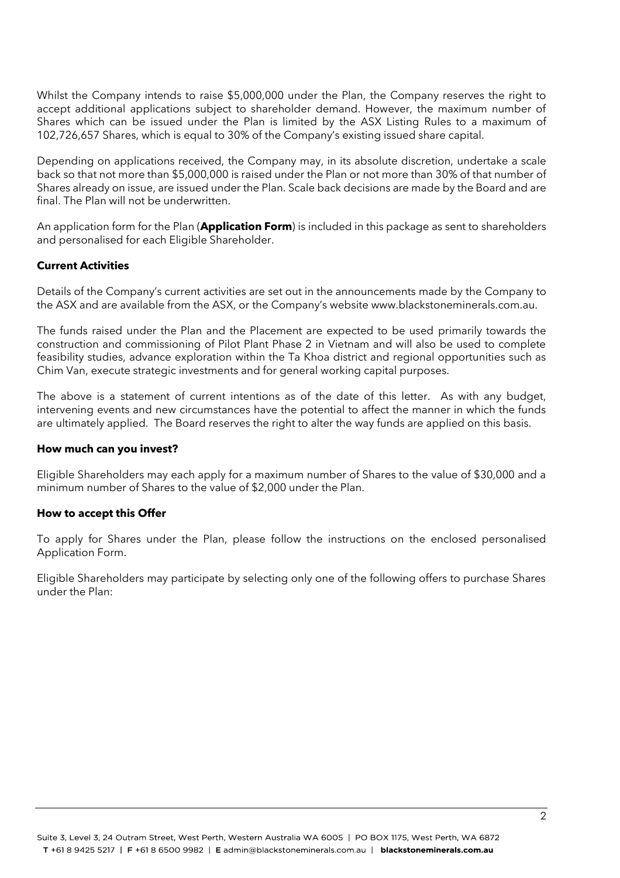Whilst the Company intends to raise $5,000,000 under the Plan, the Company reserves the right to accept additional applications subject to shareholder demand. However, the maximum number of Shares which can be issued under the Plan is limited by the ASX Listing Rules to a maximum of 102,726,657 Shares, which is equal to 30% of the Company's existing issued share capital.

Depending on applications received, the Company may, in its absolute discretion, undertake a scale back so that not more than $5,000,000 is raised under the Plan or not more than 30% of that number of Shares already on issue, are issued under the Plan. Scale back decisions are made by the Board and are final. The Plan will not be underwritten.

An application form for the Plan (**Application Form**) is included in this package as sent to shareholders and personalised for each Eligible Shareholder.

**Current Activities**

Details of the Company's current activities are set out in the announcements made by the Company to the ASX and are available from the ASX, or the Company's website www.blackstoneminerals.com.au.

The funds raised under the Plan and the Placement are expected to be used primarily towards the construction and commissioning of Pilot Plant Phase 2 in Vietnam and will also be used to complete feasibility studies, advance exploration within the Ta Khoa district and regional opportunities such as Chim Van, execute strategic investments and for general working capital purposes.

The above is a statement of current intentions as of the date of this letter. As with any budget, intervening events and new circumstances have the potential to affect the manner in which the funds are ultimately applied. The Board reserves the right to alter the way funds are applied on this basis.

**How much can you invest?**

Eligible Shareholders may each apply for a maximum number of Shares to the value of $30,000 and a minimum number of Shares to the value of $2,000 under the Plan.

**How to accept this Offer**

To apply for Shares under the Plan, please follow the instructions on the enclosed personalised Application Form.

Eligible Shareholders may participate by selecting only one of the following offers to purchase Shares under the Plan: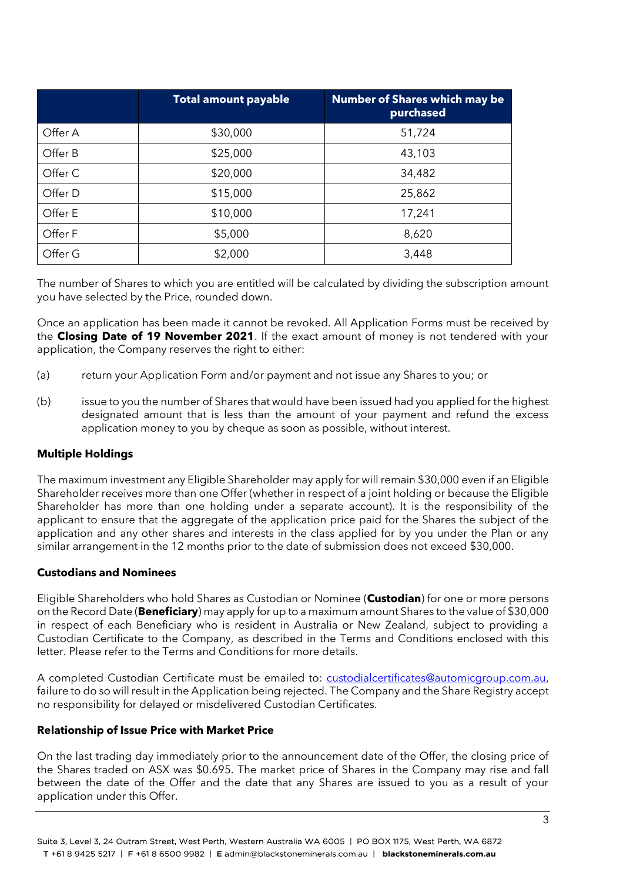| | Total amount payable | Number of Shares which may be purchased |
|---|---|---|
| Offer A | $30,000 | 51,724 |
| Offer B | $25,000 | 43,103 |
| Offer C | $20,000 | 34,482 |
| Offer D | $15,000 | 25,862 |
| Offer E | $10,000 | 17,241 |
| Offer F | $5,000 | 8,620 |
| Offer G | $2,000 | 3,448 |

The number of Shares to which you are entitled will be calculated by dividing the subscription amount you have selected by the Price, rounded down.

Once an application has been made it cannot be revoked. All Application Forms must be received by the **Closing Date of 19 November 2021**. If the exact amount of money is not tendered with your application, the Company reserves the right to either:

(a) return your Application Form and/or payment and not issue any Shares to you; or

(b) issue to you the number of Shares that would have been issued had you applied for the highest designated amount that is less than the amount of your payment and refund the excess application money to you by cheque as soon as possible, without interest.

**Multiple Holdings**

The maximum investment any Eligible Shareholder may apply for will remain $30,000 even if an Eligible Shareholder receives more than one Offer (whether in respect of a joint holding or because the Eligible Shareholder has more than one holding under a separate account). It is the responsibility of the applicant to ensure that the aggregate of the application price paid for the Shares the subject of the application and any other shares and interests in the class applied for by you under the Plan or any similar arrangement in the 12 months prior to the date of submission does not exceed $30,000.

**Custodians and Nominees**

Eligible Shareholders who hold Shares as Custodian or Nominee (**Custodian**) for one or more persons on the Record Date (**Beneficiary**) may apply for up to a maximum amount Shares to the value of $30,000 in respect of each Beneficiary who is resident in Australia or New Zealand, subject to providing a Custodian Certificate to the Company, as described in the Terms and Conditions enclosed with this letter. Please refer to the Terms and Conditions for more details.

A completed Custodian Certificate must be emailed to: custodialcertificates@automicgroup.com.au, failure to do so will result in the Application being rejected. The Company and the Share Registry accept no responsibility for delayed or misdelivered Custodian Certificates.

**Relationship of Issue Price with Market Price**

On the last trading day immediately prior to the announcement date of the Offer, the closing price of the Shares traded on ASX was $0.695. The market price of Shares in the Company may rise and fall between the date of the Offer and the date that any Shares are issued to you as a result of your application under this Offer.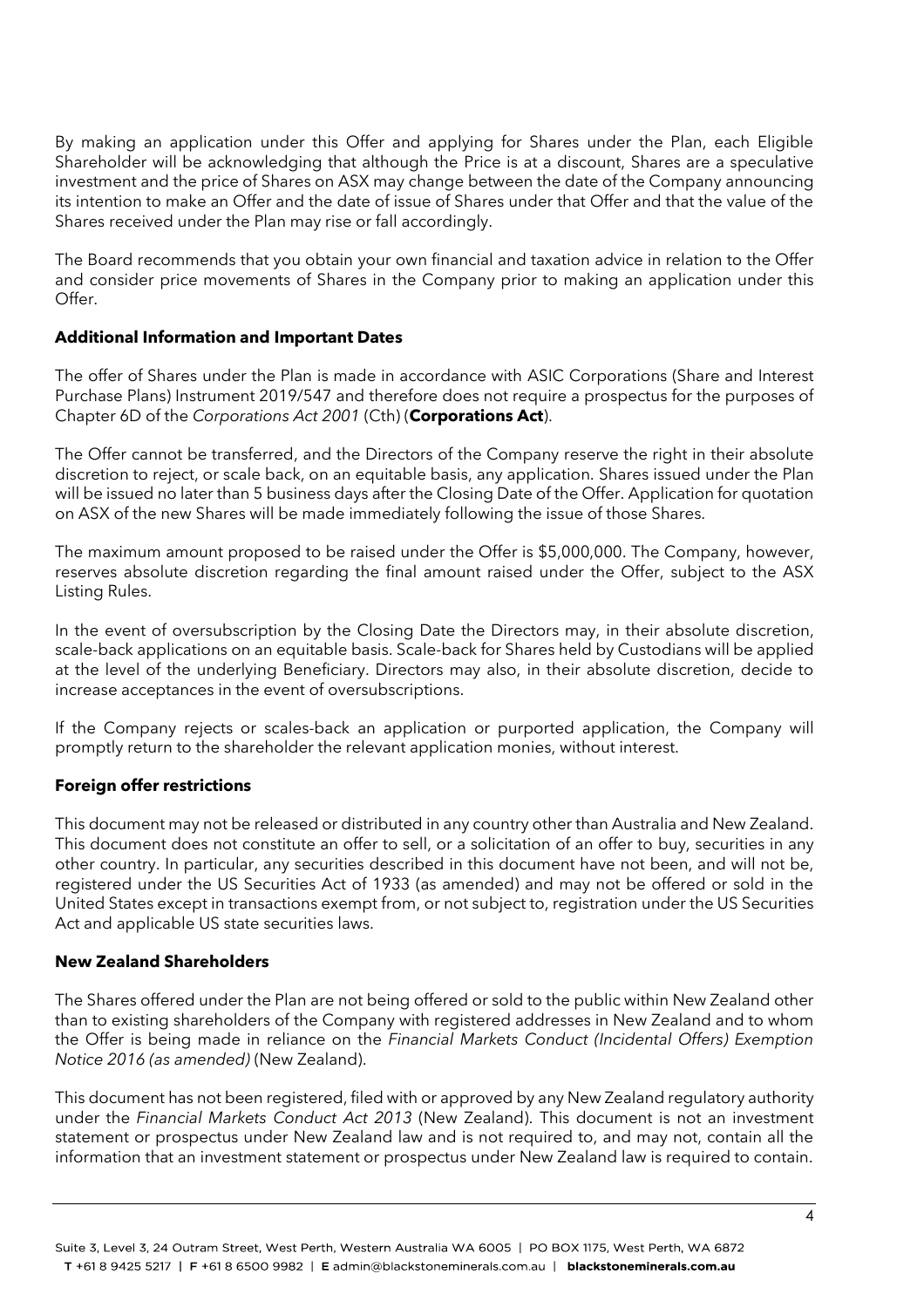By making an application under this Offer and applying for Shares under the Plan, each Eligible Shareholder will be acknowledging that although the Price is at a discount, Shares are a speculative investment and the price of Shares on ASX may change between the date of the Company announcing its intention to make an Offer and the date of issue of Shares under that Offer and that the value of the Shares received under the Plan may rise or fall accordingly.

The Board recommends that you obtain your own financial and taxation advice in relation to the Offer and consider price movements of Shares in the Company prior to making an application under this Offer.

**Additional Information and Important Dates**

The offer of Shares under the Plan is made in accordance with ASIC Corporations (Share and Interest Purchase Plans) Instrument 2019/547 and therefore does not require a prospectus for the purposes of Chapter 6D of the *Corporations Act 2001* (Cth) (**Corporations Act**).

The Offer cannot be transferred, and the Directors of the Company reserve the right in their absolute discretion to reject, or scale back, on an equitable basis, any application. Shares issued under the Plan will be issued no later than 5 business days after the Closing Date of the Offer. Application for quotation on ASX of the new Shares will be made immediately following the issue of those Shares.

The maximum amount proposed to be raised under the Offer is $5,000,000. The Company, however, reserves absolute discretion regarding the final amount raised under the Offer, subject to the ASX Listing Rules.

In the event of oversubscription by the Closing Date the Directors may, in their absolute discretion, scale-back applications on an equitable basis. Scale-back for Shares held by Custodians will be applied at the level of the underlying Beneficiary. Directors may also, in their absolute discretion, decide to increase acceptances in the event of oversubscriptions.

If the Company rejects or scales-back an application or purported application, the Company will promptly return to the shareholder the relevant application monies, without interest.

**Foreign offer restrictions**

This document may not be released or distributed in any country other than Australia and New Zealand. This document does not constitute an offer to sell, or a solicitation of an offer to buy, securities in any other country. In particular, any securities described in this document have not been, and will not be, registered under the US Securities Act of 1933 (as amended) and may not be offered or sold in the United States except in transactions exempt from, or not subject to, registration under the US Securities Act and applicable US state securities laws.

**New Zealand Shareholders**

The Shares offered under the Plan are not being offered or sold to the public within New Zealand other than to existing shareholders of the Company with registered addresses in New Zealand and to whom the Offer is being made in reliance on the *Financial Markets Conduct (Incidental Offers) Exemption Notice 2016 (as amended)* (New Zealand).

This document has not been registered, filed with or approved by any New Zealand regulatory authority under the *Financial Markets Conduct Act 2013* (New Zealand). This document is not an investment statement or prospectus under New Zealand law and is not required to, and may not, contain all the information that an investment statement or prospectus under New Zealand law is required to contain.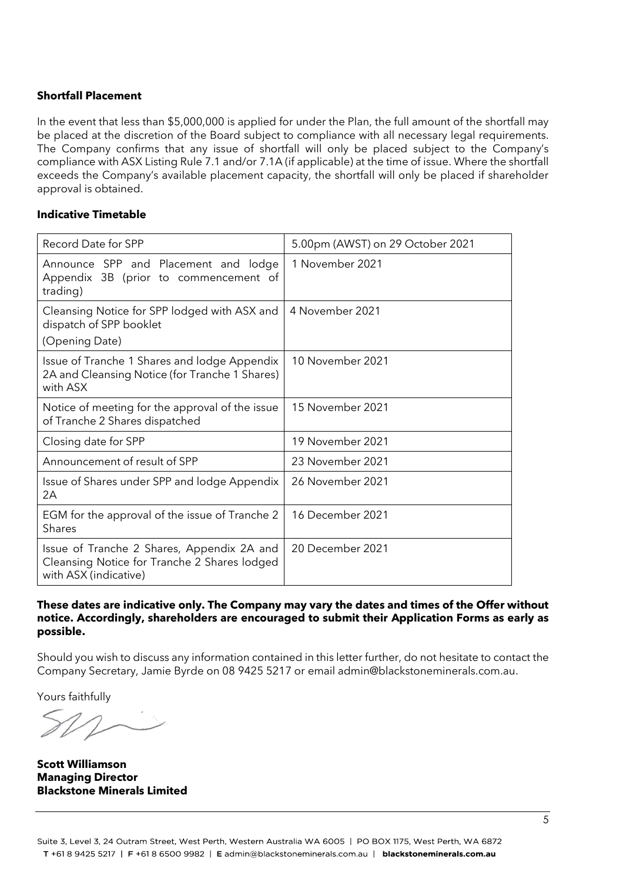**Shortfall Placement**

In the event that less than $5,000,000 is applied for under the Plan, the full amount of the shortfall may be placed at the discretion of the Board subject to compliance with all necessary legal requirements. The Company confirms that any issue of shortfall will only be placed subject to the Company's compliance with ASX Listing Rule 7.1 and/or 7.1A (if applicable) at the time of issue. Where the shortfall exceeds the Company's available placement capacity, the shortfall will only be placed if shareholder approval is obtained.

**Indicative Timetable**

| Record Date for SPP | 5.00pm (AWST) on 29 October 2021 |
|---|---|
| Announce SPP and Placement and lodge Appendix 3B (prior to commencement of trading) | 1 November 2021 |
| Cleansing Notice for SPP lodged with ASX and dispatch of SPP booklet<br>(Opening Date) | 4 November 2021 |
| Issue of Tranche 1 Shares and lodge Appendix 2A and Cleansing Notice (for Tranche 1 Shares) with ASX | 10 November 2021 |
| Notice of meeting for the approval of the issue of Tranche 2 Shares dispatched | 15 November 2021 |
| Closing date for SPP | 19 November 2021 |
| Announcement of result of SPP | 23 November 2021 |
| Issue of Shares under SPP and lodge Appendix 2A | 26 November 2021 |
| EGM for the approval of the issue of Tranche 2 Shares | 16 December 2021 |
| Issue of Tranche 2 Shares, Appendix 2A and Cleansing Notice for Tranche 2 Shares lodged with ASX (indicative) | 20 December 2021 |

**These dates are indicative only. The Company may vary the dates and times of the Offer without notice. Accordingly, shareholders are encouraged to submit their Application Forms as early as possible.**

Should you wish to discuss any information contained in this letter further, do not hesitate to contact the Company Secretary, Jamie Byrde on 08 9425 5217 or email admin@blackstoneminerals.com.au.

Yours faithfully

**Scott Williamson**
**Managing Director**
**Blackstone Minerals Limited**

Suite 3, Level 3, 24 Outram Street, West Perth, Western Australia WA 6005 | PO BOX 1175, West Perth, WA 6872
**T** +61 8 9425 5217 | **F** +61 8 6500 9982 | **E** admin@blackstoneminerals.com.au | **blackstoneminerals.com.au**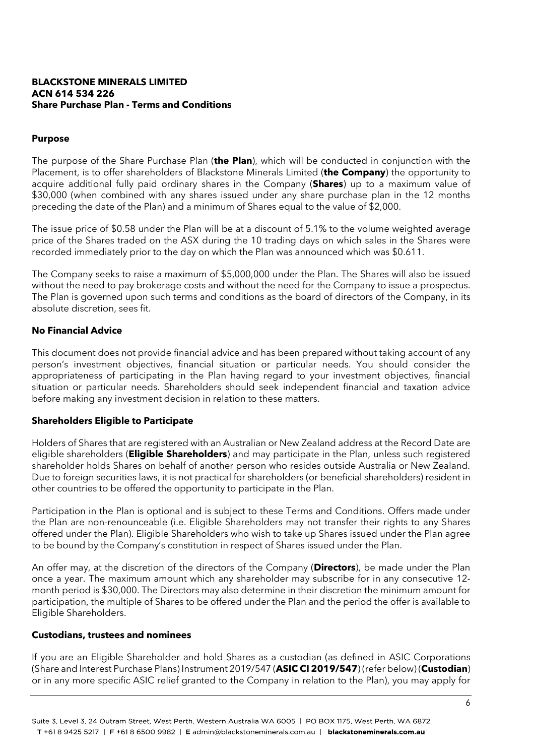**BLACKSTONE MINERALS LIMITED**
**ACN 614 534 226**
**Share Purchase Plan - Terms and Conditions**

## Purpose

The purpose of the Share Purchase Plan (**the Plan**), which will be conducted in conjunction with the Placement, is to offer shareholders of Blackstone Minerals Limited (**the Company**) the opportunity to acquire additional fully paid ordinary shares in the Company (**Shares**) up to a maximum value of $30,000 (when combined with any shares issued under any share purchase plan in the 12 months preceding the date of the Plan) and a minimum of Shares equal to the value of $2,000.

The issue price of $0.58 under the Plan will be at a discount of 5.1% to the volume weighted average price of the Shares traded on the ASX during the 10 trading days on which sales in the Shares were recorded immediately prior to the day on which the Plan was announced which was $0.611.

The Company seeks to raise a maximum of $5,000,000 under the Plan. The Shares will also be issued without the need to pay brokerage costs and without the need for the Company to issue a prospectus. The Plan is governed upon such terms and conditions as the board of directors of the Company, in its absolute discretion, sees fit.

## No Financial Advice

This document does not provide financial advice and has been prepared without taking account of any person's investment objectives, financial situation or particular needs. You should consider the appropriateness of participating in the Plan having regard to your investment objectives, financial situation or particular needs. Shareholders should seek independent financial and taxation advice before making any investment decision in relation to these matters.

## Shareholders Eligible to Participate

Holders of Shares that are registered with an Australian or New Zealand address at the Record Date are eligible shareholders (**Eligible Shareholders**) and may participate in the Plan, unless such registered shareholder holds Shares on behalf of another person who resides outside Australia or New Zealand. Due to foreign securities laws, it is not practical for shareholders (or beneficial shareholders) resident in other countries to be offered the opportunity to participate in the Plan.

Participation in the Plan is optional and is subject to these Terms and Conditions. Offers made under the Plan are non-renounceable (i.e. Eligible Shareholders may not transfer their rights to any Shares offered under the Plan). Eligible Shareholders who wish to take up Shares issued under the Plan agree to be bound by the Company's constitution in respect of Shares issued under the Plan.

An offer may, at the discretion of the directors of the Company (**Directors**), be made under the Plan once a year. The maximum amount which any shareholder may subscribe for in any consecutive 12-month period is $30,000. The Directors may also determine in their discretion the minimum amount for participation, the multiple of Shares to be offered under the Plan and the period the offer is available to Eligible Shareholders.

## Custodians, trustees and nominees

If you are an Eligible Shareholder and hold Shares as a custodian (as defined in ASIC Corporations (Share and Interest Purchase Plans) Instrument 2019/547 (**ASIC CI 2019/547**) (refer below) (**Custodian**) or in any more specific ASIC relief granted to the Company in relation to the Plan), you may apply for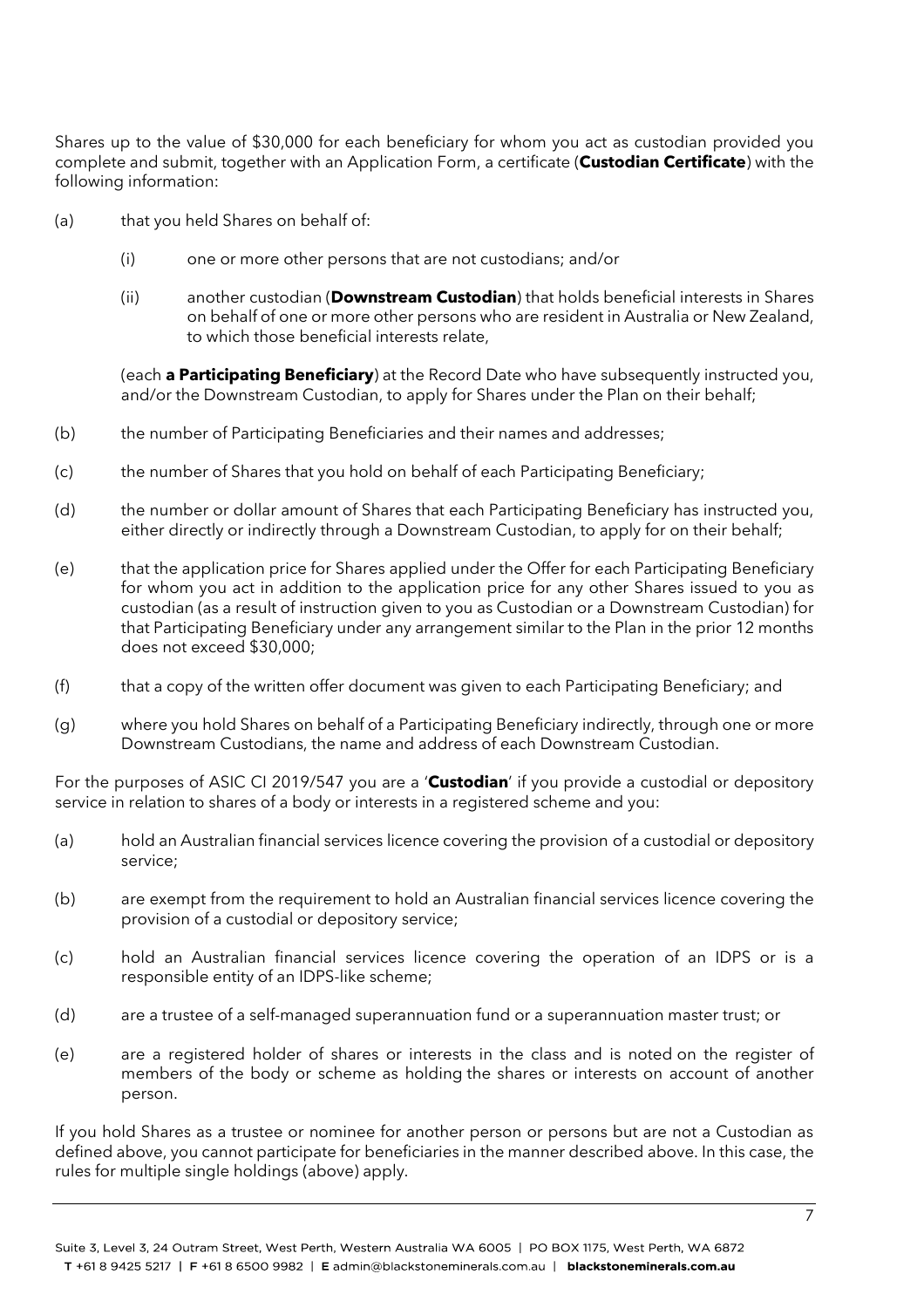Shares up to the value of $30,000 for each beneficiary for whom you act as custodian provided you complete and submit, together with an Application Form, a certificate (**Custodian Certificate**) with the following information:

(a) that you held Shares on behalf of:

   (i) one or more other persons that are not custodians; and/or

   (ii) another custodian (**Downstream Custodian**) that holds beneficial interests in Shares on behalf of one or more other persons who are resident in Australia or New Zealand, to which those beneficial interests relate,

   (each **a Participating Beneficiary**) at the Record Date who have subsequently instructed you, and/or the Downstream Custodian, to apply for Shares under the Plan on their behalf;

(b) the number of Participating Beneficiaries and their names and addresses;

(c) the number of Shares that you hold on behalf of each Participating Beneficiary;

(d) the number or dollar amount of Shares that each Participating Beneficiary has instructed you, either directly or indirectly through a Downstream Custodian, to apply for on their behalf;

(e) that the application price for Shares applied under the Offer for each Participating Beneficiary for whom you act in addition to the application price for any other Shares issued to you as custodian (as a result of instruction given to you as Custodian or a Downstream Custodian) for that Participating Beneficiary under any arrangement similar to the Plan in the prior 12 months does not exceed $30,000;

(f) that a copy of the written offer document was given to each Participating Beneficiary; and

(g) where you hold Shares on behalf of a Participating Beneficiary indirectly, through one or more Downstream Custodians, the name and address of each Downstream Custodian.

For the purposes of ASIC CI 2019/547 you are a '**Custodian**' if you provide a custodial or depository service in relation to shares of a body or interests in a registered scheme and you:

(a) hold an Australian financial services licence covering the provision of a custodial or depository service;

(b) are exempt from the requirement to hold an Australian financial services licence covering the provision of a custodial or depository service;

(c) hold an Australian financial services licence covering the operation of an IDPS or is a responsible entity of an IDPS-like scheme;

(d) are a trustee of a self-managed superannuation fund or a superannuation master trust; or

(e) are a registered holder of shares or interests in the class and is noted on the register of members of the body or scheme as holding the shares or interests on account of another person.

If you hold Shares as a trustee or nominee for another person or persons but are not a Custodian as defined above, you cannot participate for beneficiaries in the manner described above. In this case, the rules for multiple single holdings (above) apply.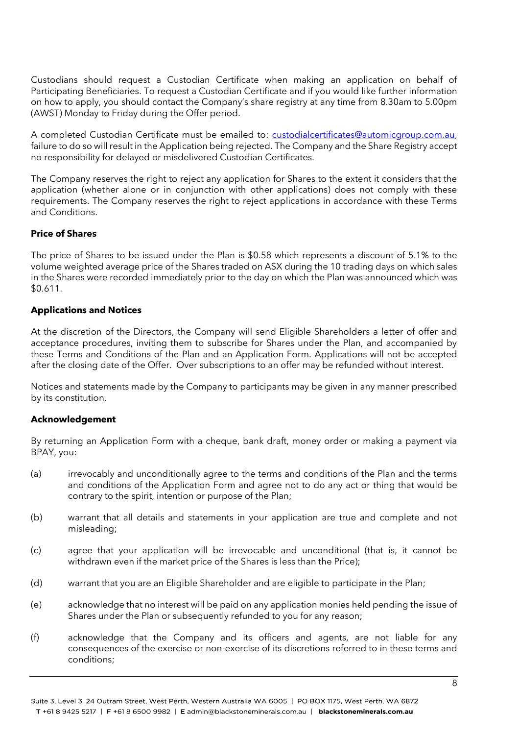Custodians should request a Custodian Certificate when making an application on behalf of Participating Beneficiaries. To request a Custodian Certificate and if you would like further information on how to apply, you should contact the Company's share registry at any time from 8.30am to 5.00pm (AWST) Monday to Friday during the Offer period.

A completed Custodian Certificate must be emailed to: custodialcertificates@automicgroup.com.au, failure to do so will result in the Application being rejected. The Company and the Share Registry accept no responsibility for delayed or misdelivered Custodian Certificates.

The Company reserves the right to reject any application for Shares to the extent it considers that the application (whether alone or in conjunction with other applications) does not comply with these requirements. The Company reserves the right to reject applications in accordance with these Terms and Conditions.

**Price of Shares**

The price of Shares to be issued under the Plan is $0.58 which represents a discount of 5.1% to the volume weighted average price of the Shares traded on ASX during the 10 trading days on which sales in the Shares were recorded immediately prior to the day on which the Plan was announced which was $0.611.

**Applications and Notices**

At the discretion of the Directors, the Company will send Eligible Shareholders a letter of offer and acceptance procedures, inviting them to subscribe for Shares under the Plan, and accompanied by these Terms and Conditions of the Plan and an Application Form. Applications will not be accepted after the closing date of the Offer. Over subscriptions to an offer may be refunded without interest.

Notices and statements made by the Company to participants may be given in any manner prescribed by its constitution.

**Acknowledgement**

By returning an Application Form with a cheque, bank draft, money order or making a payment via BPAY, you:

(a) irrevocably and unconditionally agree to the terms and conditions of the Plan and the terms and conditions of the Application Form and agree not to do any act or thing that would be contrary to the spirit, intention or purpose of the Plan;

(b) warrant that all details and statements in your application are true and complete and not misleading;

(c) agree that your application will be irrevocable and unconditional (that is, it cannot be withdrawn even if the market price of the Shares is less than the Price);

(d) warrant that you are an Eligible Shareholder and are eligible to participate in the Plan;

(e) acknowledge that no interest will be paid on any application monies held pending the issue of Shares under the Plan or subsequently refunded to you for any reason;

(f) acknowledge that the Company and its officers and agents, are not liable for any consequences of the exercise or non-exercise of its discretions referred to in these terms and conditions;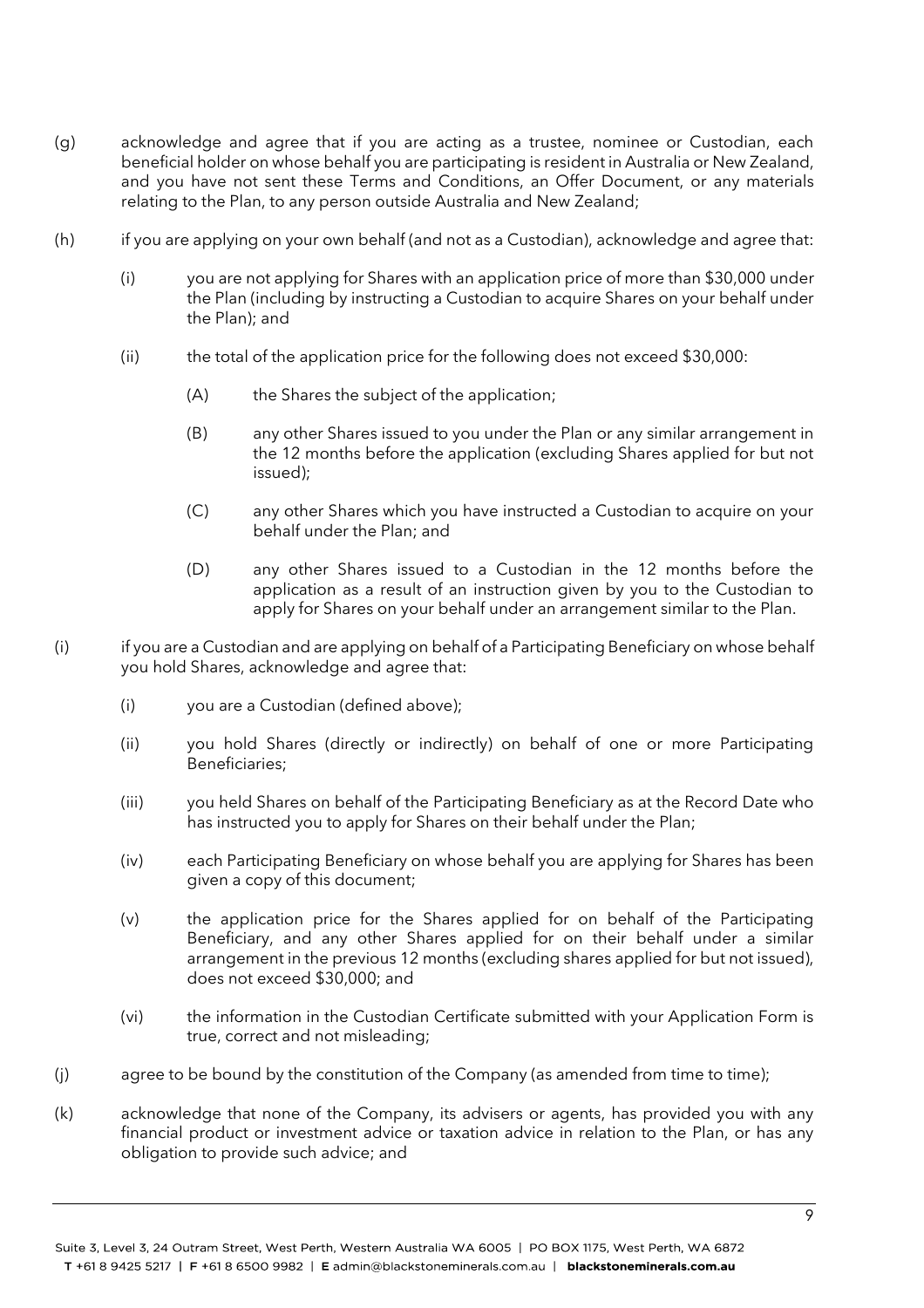(g) acknowledge and agree that if you are acting as a trustee, nominee or Custodian, each beneficial holder on whose behalf you are participating is resident in Australia or New Zealand, and you have not sent these Terms and Conditions, an Offer Document, or any materials relating to the Plan, to any person outside Australia and New Zealand;

(h) if you are applying on your own behalf (and not as a Custodian), acknowledge and agree that:

   (i) you are not applying for Shares with an application price of more than $30,000 under the Plan (including by instructing a Custodian to acquire Shares on your behalf under the Plan); and

   (ii) the total of the application price for the following does not exceed $30,000:

      (A) the Shares the subject of the application;

      (B) any other Shares issued to you under the Plan or any similar arrangement in the 12 months before the application (excluding Shares applied for but not issued);

      (C) any other Shares which you have instructed a Custodian to acquire on your behalf under the Plan; and

      (D) any other Shares issued to a Custodian in the 12 months before the application as a result of an instruction given by you to the Custodian to apply for Shares on your behalf under an arrangement similar to the Plan.

(i) if you are a Custodian and are applying on behalf of a Participating Beneficiary on whose behalf you hold Shares, acknowledge and agree that:

   (i) you are a Custodian (defined above);

   (ii) you hold Shares (directly or indirectly) on behalf of one or more Participating Beneficiaries;

   (iii) you held Shares on behalf of the Participating Beneficiary as at the Record Date who has instructed you to apply for Shares on their behalf under the Plan;

   (iv) each Participating Beneficiary on whose behalf you are applying for Shares has been given a copy of this document;

   (v) the application price for the Shares applied for on behalf of the Participating Beneficiary, and any other Shares applied for on their behalf under a similar arrangement in the previous 12 months (excluding shares applied for but not issued), does not exceed $30,000; and

   (vi) the information in the Custodian Certificate submitted with your Application Form is true, correct and not misleading;

(j) agree to be bound by the constitution of the Company (as amended from time to time);

(k) acknowledge that none of the Company, its advisers or agents, has provided you with any financial product or investment advice or taxation advice in relation to the Plan, or has any obligation to provide such advice; and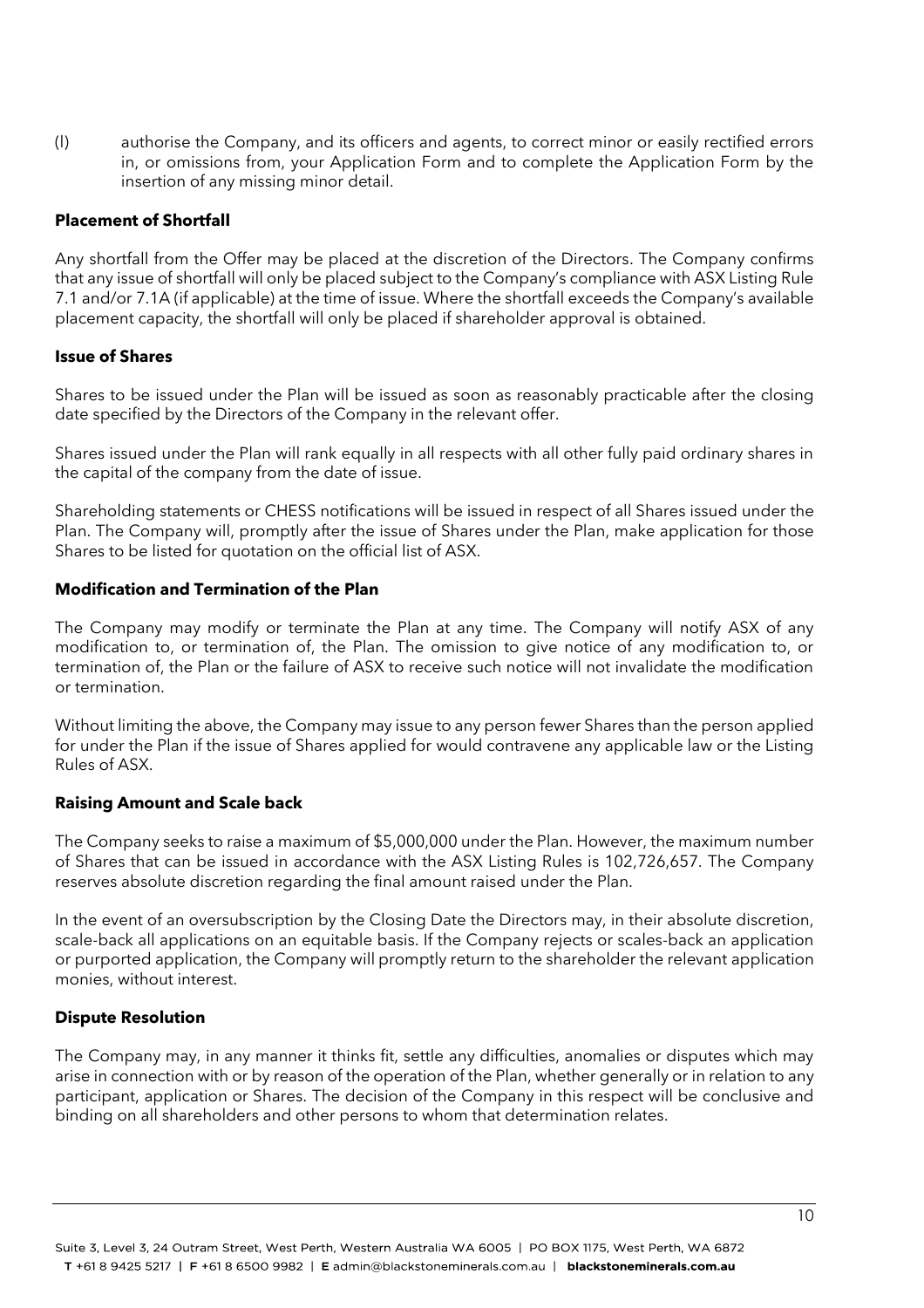(l) authorise the Company, and its officers and agents, to correct minor or easily rectified errors in, or omissions from, your Application Form and to complete the Application Form by the insertion of any missing minor detail.

**Placement of Shortfall**

Any shortfall from the Offer may be placed at the discretion of the Directors. The Company confirms that any issue of shortfall will only be placed subject to the Company's compliance with ASX Listing Rule 7.1 and/or 7.1A (if applicable) at the time of issue. Where the shortfall exceeds the Company's available placement capacity, the shortfall will only be placed if shareholder approval is obtained.

**Issue of Shares**

Shares to be issued under the Plan will be issued as soon as reasonably practicable after the closing date specified by the Directors of the Company in the relevant offer.

Shares issued under the Plan will rank equally in all respects with all other fully paid ordinary shares in the capital of the company from the date of issue.

Shareholding statements or CHESS notifications will be issued in respect of all Shares issued under the Plan. The Company will, promptly after the issue of Shares under the Plan, make application for those Shares to be listed for quotation on the official list of ASX.

**Modification and Termination of the Plan**

The Company may modify or terminate the Plan at any time. The Company will notify ASX of any modification to, or termination of, the Plan. The omission to give notice of any modification to, or termination of, the Plan or the failure of ASX to receive such notice will not invalidate the modification or termination.

Without limiting the above, the Company may issue to any person fewer Shares than the person applied for under the Plan if the issue of Shares applied for would contravene any applicable law or the Listing Rules of ASX.

**Raising Amount and Scale back**

The Company seeks to raise a maximum of $5,000,000 under the Plan. However, the maximum number of Shares that can be issued in accordance with the ASX Listing Rules is 102,726,657. The Company reserves absolute discretion regarding the final amount raised under the Plan.

In the event of an oversubscription by the Closing Date the Directors may, in their absolute discretion, scale-back all applications on an equitable basis. If the Company rejects or scales-back an application or purported application, the Company will promptly return to the shareholder the relevant application monies, without interest.

**Dispute Resolution**

The Company may, in any manner it thinks fit, settle any difficulties, anomalies or disputes which may arise in connection with or by reason of the operation of the Plan, whether generally or in relation to any participant, application or Shares. The decision of the Company in this respect will be conclusive and binding on all shareholders and other persons to whom that determination relates.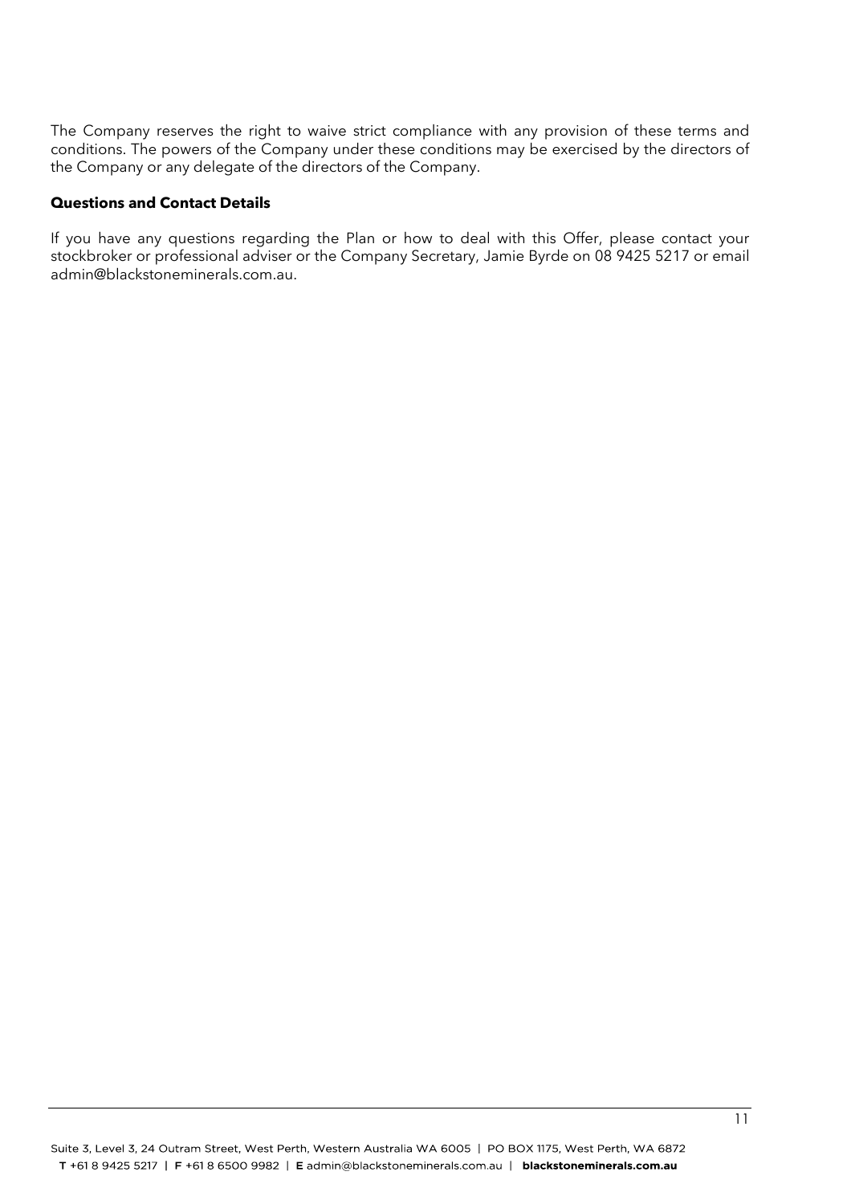The Company reserves the right to waive strict compliance with any provision of these terms and conditions. The powers of the Company under these conditions may be exercised by the directors of the Company or any delegate of the directors of the Company.

**Questions and Contact Details**

If you have any questions regarding the Plan or how to deal with this Offer, please contact your stockbroker or professional adviser or the Company Secretary, Jamie Byrde on 08 9425 5217 or email admin@blackstoneminerals.com.au.